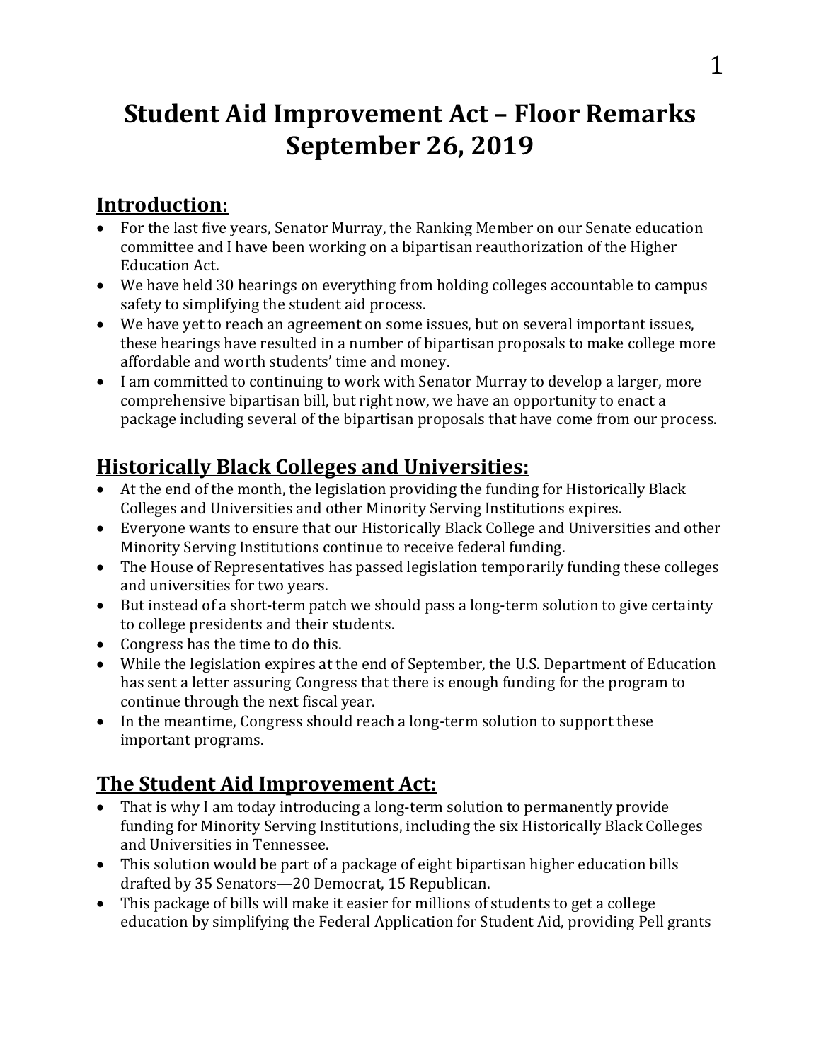# Student Aid Improvement Act – Floor Remarks September 26, 2019

## Introduction:

- For the last five years, Senator Murray, the Ranking Member on our Senate education committee and I have been working on a bipartisan reauthorization of the Higher Education Act.
- We have held 30 hearings on everything from holding colleges accountable to campus safety to simplifying the student aid process.
- We have yet to reach an agreement on some issues, but on several important issues, these hearings have resulted in a number of bipartisan proposals to make college more affordable and worth students' time and money.
- I am committed to continuing to work with Senator Murray to develop a larger, more comprehensive bipartisan bill, but right now, we have an opportunity to enact a package including several of the bipartisan proposals that have come from our process.

## Historically Black Colleges and Universities:

- At the end of the month, the legislation providing the funding for Historically Black Colleges and Universities and other Minority Serving Institutions expires.
- Everyone wants to ensure that our Historically Black College and Universities and other Minority Serving Institutions continue to receive federal funding.
- The House of Representatives has passed legislation temporarily funding these colleges and universities for two years.
- But instead of a short-term patch we should pass a long-term solution to give certainty to college presidents and their students.
- Congress has the time to do this.
- While the legislation expires at the end of September, the U.S. Department of Education has sent a letter assuring Congress that there is enough funding for the program to continue through the next fiscal year.
- In the meantime, Congress should reach a long-term solution to support these important programs.

## The Student Aid Improvement Act:

- That is why I am today introducing a long-term solution to permanently provide funding for Minority Serving Institutions, including the six Historically Black Colleges and Universities in Tennessee.
- This solution would be part of a package of eight bipartisan higher education bills drafted by 35 Senators—20 Democrat, 15 Republican.
- This package of bills will make it easier for millions of students to get a college education by simplifying the Federal Application for Student Aid, providing Pell grants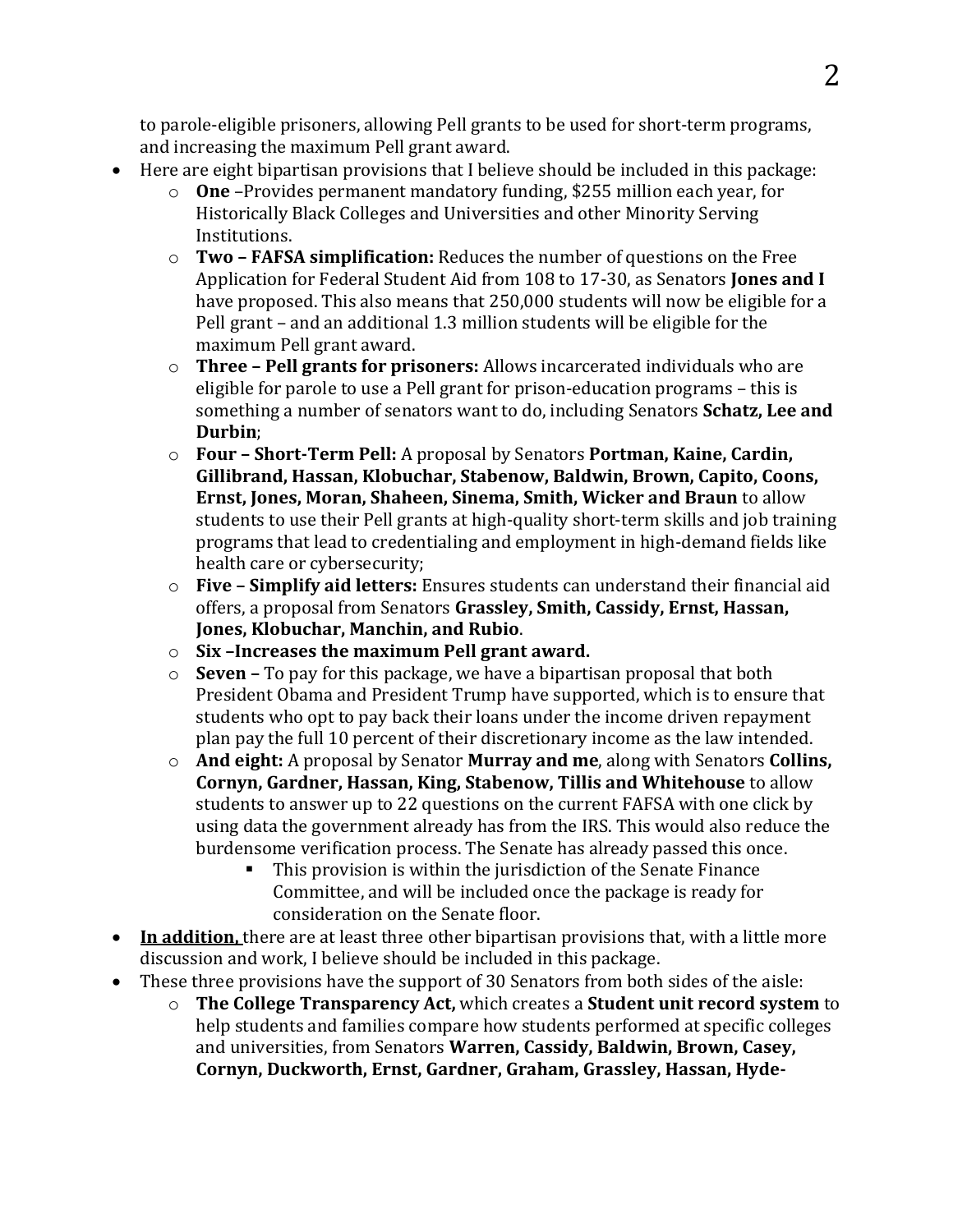to parole-eligible prisoners, allowing Pell grants to be used for short-term programs, and increasing the maximum Pell grant award.

- Here are eight bipartisan provisions that I believe should be included in this package:
  - **One** –Provides permanent mandatory funding, $255 million each year, for Historically Black Colleges and Universities and other Minority Serving Institutions.
  - **Two – FAFSA simplification:** Reduces the number of questions on the Free Application for Federal Student Aid from 108 to 17-30, as Senators **Jones and I** have proposed. This also means that 250,000 students will now be eligible for a Pell grant – and an additional 1.3 million students will be eligible for the maximum Pell grant award.
  - **Three – Pell grants for prisoners:** Allows incarcerated individuals who are eligible for parole to use a Pell grant for prison-education programs – this is something a number of senators want to do, including Senators **Schatz, Lee and Durbin**;
  - **Four – Short-Term Pell:** A proposal by Senators **Portman, Kaine, Cardin, Gillibrand, Hassan, Klobuchar, Stabenow, Baldwin, Brown, Capito, Coons, Ernst, Jones, Moran, Shaheen, Sinema, Smith, Wicker and Braun** to allow students to use their Pell grants at high-quality short-term skills and job training programs that lead to credentialing and employment in high-demand fields like health care or cybersecurity;
  - **Five – Simplify aid letters:** Ensures students can understand their financial aid offers, a proposal from Senators **Grassley, Smith, Cassidy, Ernst, Hassan, Jones, Klobuchar, Manchin, and Rubio**.
  - **Six –Increases the maximum Pell grant award.**
  - **Seven –** To pay for this package, we have a bipartisan proposal that both President Obama and President Trump have supported, which is to ensure that students who opt to pay back their loans under the income driven repayment plan pay the full 10 percent of their discretionary income as the law intended.
  - **And eight:** A proposal by Senator **Murray and me**, along with Senators **Collins, Cornyn, Gardner, Hassan, King, Stabenow, Tillis and Whitehouse** to allow students to answer up to 22 questions on the current FAFSA with one click by using data the government already has from the IRS. This would also reduce the burdensome verification process. The Senate has already passed this once.
    - This provision is within the jurisdiction of the Senate Finance Committee, and will be included once the package is ready for consideration on the Senate floor.
- **<u>In addition,</u>** there are at least three other bipartisan provisions that, with a little more discussion and work, I believe should be included in this package.
- These three provisions have the support of 30 Senators from both sides of the aisle:
  - **The College Transparency Act,** which creates a **Student unit record system** to help students and families compare how students performed at specific colleges and universities, from Senators **Warren, Cassidy, Baldwin, Brown, Casey, Cornyn, Duckworth, Ernst, Gardner, Graham, Grassley, Hassan, Hyde-**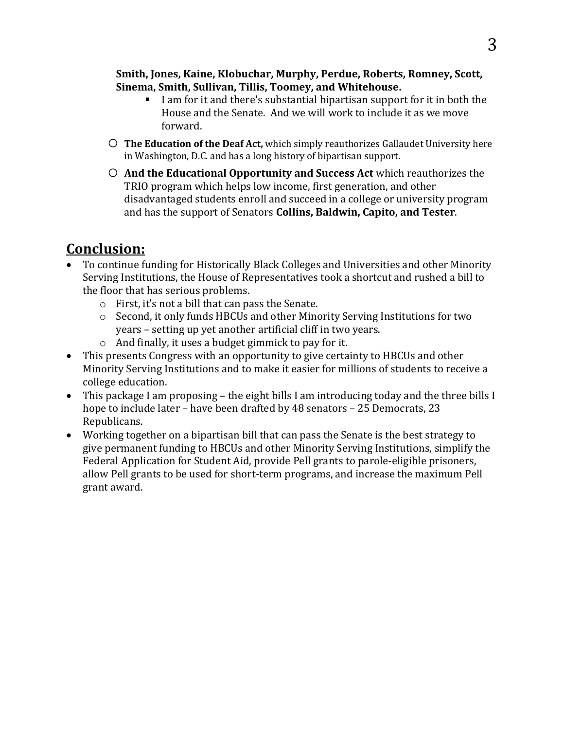**Smith, Jones, Kaine, Klobuchar, Murphy, Perdue, Roberts, Romney, Scott, Sinema, Smith, Sullivan, Tillis, Toomey, and Whitehouse.**

- I am for it and there's substantial bipartisan support for it in both the House and the Senate. And we will work to include it as we move forward.

- **The Education of the Deaf Act,** which simply reauthorizes Gallaudet University here in Washington, D.C. and has a long history of bipartisan support.
- **And the Educational Opportunity and Success Act** which reauthorizes the TRIO program which helps low income, first generation, and other disadvantaged students enroll and succeed in a college or university program and has the support of Senators **Collins, Baldwin, Capito, and Tester**.

## Conclusion:

- To continue funding for Historically Black Colleges and Universities and other Minority Serving Institutions, the House of Representatives took a shortcut and rushed a bill to the floor that has serious problems.
  - First, it's not a bill that can pass the Senate.
  - Second, it only funds HBCUs and other Minority Serving Institutions for two years – setting up yet another artificial cliff in two years.
  - And finally, it uses a budget gimmick to pay for it.
- This presents Congress with an opportunity to give certainty to HBCUs and other Minority Serving Institutions and to make it easier for millions of students to receive a college education.
- This package I am proposing – the eight bills I am introducing today and the three bills I hope to include later – have been drafted by 48 senators – 25 Democrats, 23 Republicans.
- Working together on a bipartisan bill that can pass the Senate is the best strategy to give permanent funding to HBCUs and other Minority Serving Institutions, simplify the Federal Application for Student Aid, provide Pell grants to parole-eligible prisoners, allow Pell grants to be used for short-term programs, and increase the maximum Pell grant award.